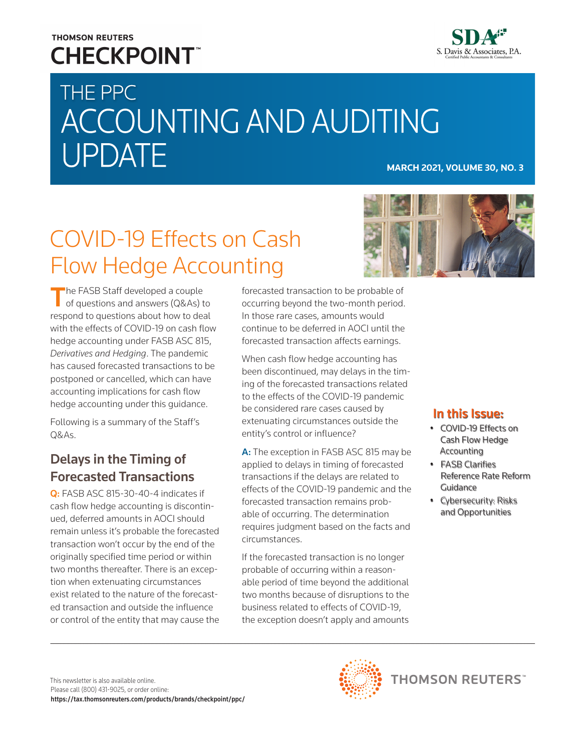THOMSON REUTERS
CHECKPOINT™

SDA
S. Davis & Associates, P.A.
Certified Public Accountants & Consultants

# THE PPC ACCOUNTING AND AUDITING UPDATE

**MARCH 2021, VOLUME 30, NO. 3**

## COVID-19 Effects on Cash Flow Hedge Accounting

The FASB Staff developed a couple of questions and answers (Q&As) to respond to questions about how to deal with the effects of COVID-19 on cash flow hedge accounting under FASB ASC 815, *Derivatives and Hedging*. The pandemic has caused forecasted transactions to be postponed or cancelled, which can have accounting implications for cash flow hedge accounting under this guidance.

Following is a summary of the Staff's Q&As.

### Delays in the Timing of Forecasted Transactions

**Q:** FASB ASC 815-30-40-4 indicates if cash flow hedge accounting is discontinued, deferred amounts in AOCI should remain unless it's probable the forecasted transaction won't occur by the end of the originally specified time period or within two months thereafter. There is an exception when extenuating circumstances exist related to the nature of the forecasted transaction and outside the influence or control of the entity that may cause the forecasted transaction to be probable of occurring beyond the two-month period. In those rare cases, amounts would continue to be deferred in AOCI until the forecasted transaction affects earnings.

When cash flow hedge accounting has been discontinued, may delays in the timing of the forecasted transactions related to the effects of the COVID-19 pandemic be considered rare cases caused by extenuating circumstances outside the entity's control or influence?

**A:** The exception in FASB ASC 815 may be applied to delays in timing of forecasted transactions if the delays are related to effects of the COVID-19 pandemic and the forecasted transaction remains probable of occurring. The determination requires judgment based on the facts and circumstances.

If the forecasted transaction is no longer probable of occurring within a reasonable period of time beyond the additional two months because of disruptions to the business related to effects of COVID-19, the exception doesn't apply and amounts

**In this Issue:**

- COVID-19 Effects on Cash Flow Hedge Accounting
- FASB Clarifies Reference Rate Reform Guidance
- Cybersecurity: Risks and Opportunities

This newsletter is also available online.
Please call (800) 431-9025, or order online:
**https://tax.thomsonreuters.com/products/brands/checkpoint/ppc/**

THOMSON REUTERS™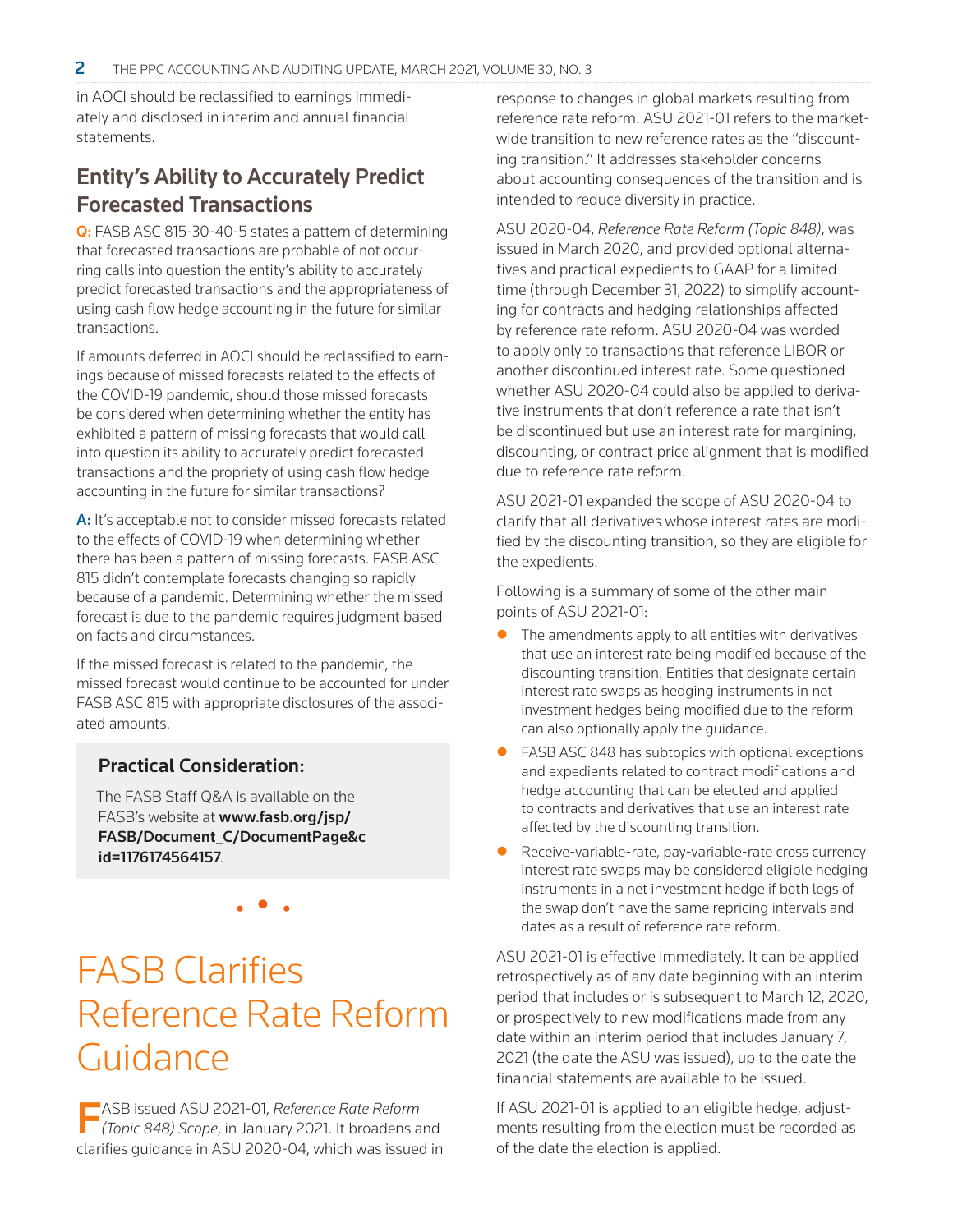in AOCI should be reclassified to earnings immediately and disclosed in interim and annual financial statements.

## Entity's Ability to Accurately Predict Forecasted Transactions

**Q:** FASB ASC 815-30-40-5 states a pattern of determining that forecasted transactions are probable of not occurring calls into question the entity's ability to accurately predict forecasted transactions and the appropriateness of using cash flow hedge accounting in the future for similar transactions.

If amounts deferred in AOCI should be reclassified to earnings because of missed forecasts related to the effects of the COVID-19 pandemic, should those missed forecasts be considered when determining whether the entity has exhibited a pattern of missing forecasts that would call into question its ability to accurately predict forecasted transactions and the propriety of using cash flow hedge accounting in the future for similar transactions?

**A:** It's acceptable not to consider missed forecasts related to the effects of COVID-19 when determining whether there has been a pattern of missing forecasts. FASB ASC 815 didn't contemplate forecasts changing so rapidly because of a pandemic. Determining whether the missed forecast is due to the pandemic requires judgment based on facts and circumstances.

If the missed forecast is related to the pandemic, the missed forecast would continue to be accounted for under FASB ASC 815 with appropriate disclosures of the associated amounts.

> **Practical Consideration:**
>
> The FASB Staff Q&A is available on the FASB's website at **www.fasb.org/jsp/FASB/Document_C/DocumentPage&cid=1176174564157**.

# FASB Clarifies Reference Rate Reform Guidance

FASB issued ASU 2021-01, *Reference Rate Reform (Topic 848) Scope*, in January 2021. It broadens and clarifies guidance in ASU 2020-04, which was issued in response to changes in global markets resulting from reference rate reform. ASU 2021-01 refers to the market-wide transition to new reference rates as the "discounting transition." It addresses stakeholder concerns about accounting consequences of the transition and is intended to reduce diversity in practice.

ASU 2020-04, *Reference Rate Reform (Topic 848)*, was issued in March 2020, and provided optional alternatives and practical expedients to GAAP for a limited time (through December 31, 2022) to simplify accounting for contracts and hedging relationships affected by reference rate reform. ASU 2020-04 was worded to apply only to transactions that reference LIBOR or another discontinued interest rate. Some questioned whether ASU 2020-04 could also be applied to derivative instruments that don't reference a rate that isn't be discontinued but use an interest rate for margining, discounting, or contract price alignment that is modified due to reference rate reform.

ASU 2021-01 expanded the scope of ASU 2020-04 to clarify that all derivatives whose interest rates are modified by the discounting transition, so they are eligible for the expedients.

Following is a summary of some of the other main points of ASU 2021-01:

- The amendments apply to all entities with derivatives that use an interest rate being modified because of the discounting transition. Entities that designate certain interest rate swaps as hedging instruments in net investment hedges being modified due to the reform can also optionally apply the guidance.
- FASB ASC 848 has subtopics with optional exceptions and expedients related to contract modifications and hedge accounting that can be elected and applied to contracts and derivatives that use an interest rate affected by the discounting transition.
- Receive-variable-rate, pay-variable-rate cross currency interest rate swaps may be considered eligible hedging instruments in a net investment hedge if both legs of the swap don't have the same repricing intervals and dates as a result of reference rate reform.

ASU 2021-01 is effective immediately. It can be applied retrospectively as of any date beginning with an interim period that includes or is subsequent to March 12, 2020, or prospectively to new modifications made from any date within an interim period that includes January 7, 2021 (the date the ASU was issued), up to the date the financial statements are available to be issued.

If ASU 2021-01 is applied to an eligible hedge, adjustments resulting from the election must be recorded as of the date the election is applied.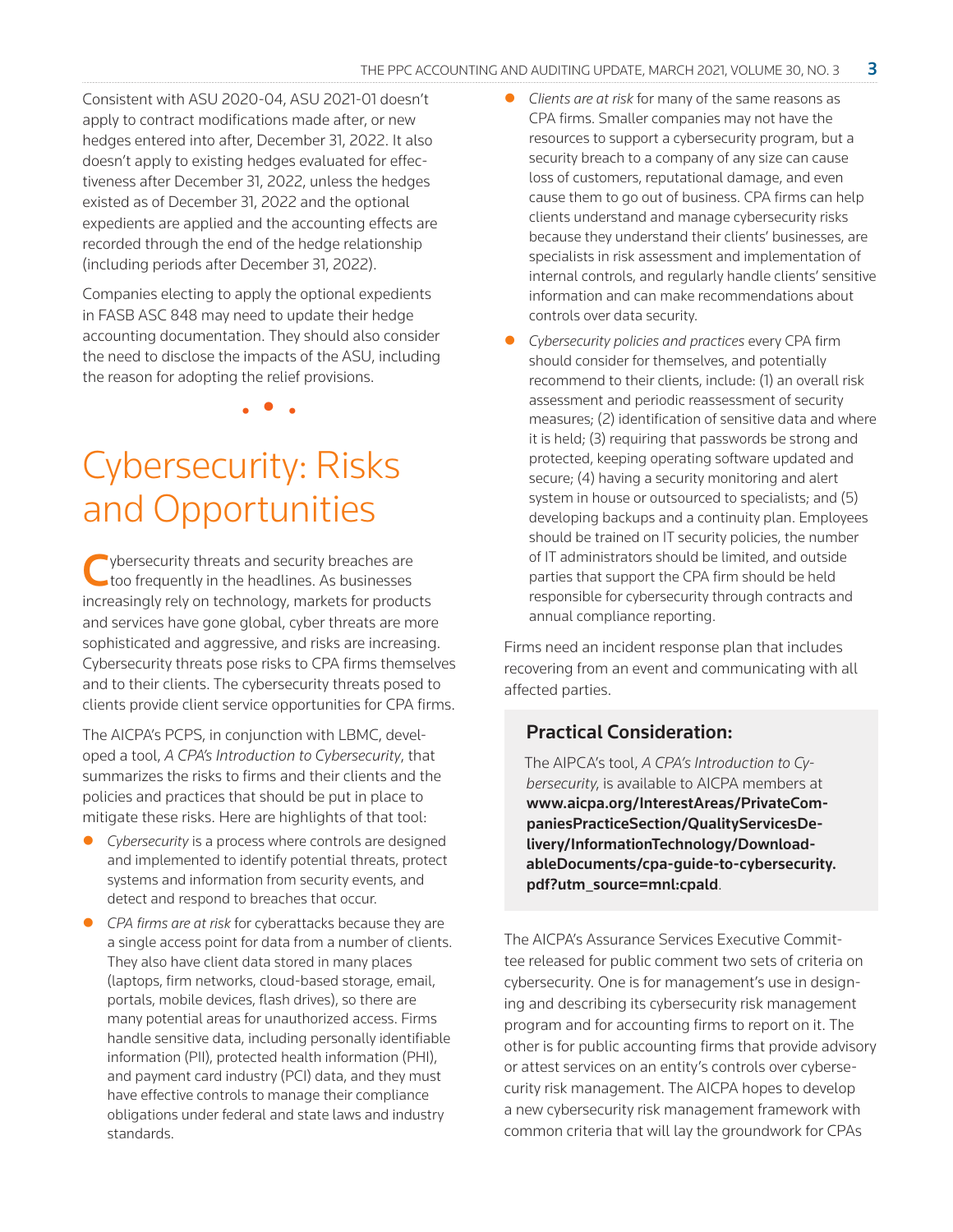Consistent with ASU 2020-04, ASU 2021-01 doesn't apply to contract modifications made after, or new hedges entered into after, December 31, 2022. It also doesn't apply to existing hedges evaluated for effectiveness after December 31, 2022, unless the hedges existed as of December 31, 2022 and the optional expedients are applied and the accounting effects are recorded through the end of the hedge relationship (including periods after December 31, 2022).

Companies electing to apply the optional expedients in FASB ASC 848 may need to update their hedge accounting documentation. They should also consider the need to disclose the impacts of the ASU, including the reason for adopting the relief provisions.

• • •

# Cybersecurity: Risks and Opportunities

Cybersecurity threats and security breaches are too frequently in the headlines. As businesses increasingly rely on technology, markets for products and services have gone global, cyber threats are more sophisticated and aggressive, and risks are increasing. Cybersecurity threats pose risks to CPA firms themselves and to their clients. The cybersecurity threats posed to clients provide client service opportunities for CPA firms.

The AICPA's PCPS, in conjunction with LBMC, developed a tool, *A CPA's Introduction to Cybersecurity*, that summarizes the risks to firms and their clients and the policies and practices that should be put in place to mitigate these risks. Here are highlights of that tool:

- *Cybersecurity* is a process where controls are designed and implemented to identify potential threats, protect systems and information from security events, and detect and respond to breaches that occur.
- *CPA firms are at risk* for cyberattacks because they are a single access point for data from a number of clients. They also have client data stored in many places (laptops, firm networks, cloud-based storage, email, portals, mobile devices, flash drives), so there are many potential areas for unauthorized access. Firms handle sensitive data, including personally identifiable information (PII), protected health information (PHI), and payment card industry (PCI) data, and they must have effective controls to manage their compliance obligations under federal and state laws and industry standards.
- *Clients are at risk* for many of the same reasons as CPA firms. Smaller companies may not have the resources to support a cybersecurity program, but a security breach to a company of any size can cause loss of customers, reputational damage, and even cause them to go out of business. CPA firms can help clients understand and manage cybersecurity risks because they understand their clients' businesses, are specialists in risk assessment and implementation of internal controls, and regularly handle clients' sensitive information and can make recommendations about controls over data security.
- *Cybersecurity policies and practices* every CPA firm should consider for themselves, and potentially recommend to their clients, include: (1) an overall risk assessment and periodic reassessment of security measures; (2) identification of sensitive data and where it is held; (3) requiring that passwords be strong and protected, keeping operating software updated and secure; (4) having a security monitoring and alert system in house or outsourced to specialists; and (5) developing backups and a continuity plan. Employees should be trained on IT security policies, the number of IT administrators should be limited, and outside parties that support the CPA firm should be held responsible for cybersecurity through contracts and annual compliance reporting.

Firms need an incident response plan that includes recovering from an event and communicating with all affected parties.

### Practical Consideration:

The AIPCA's tool, *A CPA's Introduction to Cybersecurity*, is available to AICPA members at **www.aicpa.org/InterestAreas/PrivateCompaniesPracticeSection/QualityServicesDelivery/InformationTechnology/DownloadableDocuments/cpa-guide-to-cybersecurity.pdf?utm_source=mnl:cpald**.

The AICPA's Assurance Services Executive Committee released for public comment two sets of criteria on cybersecurity. One is for management's use in designing and describing its cybersecurity risk management program and for accounting firms to report on it. The other is for public accounting firms that provide advisory or attest services on an entity's controls over cybersecurity risk management. The AICPA hopes to develop a new cybersecurity risk management framework with common criteria that will lay the groundwork for CPAs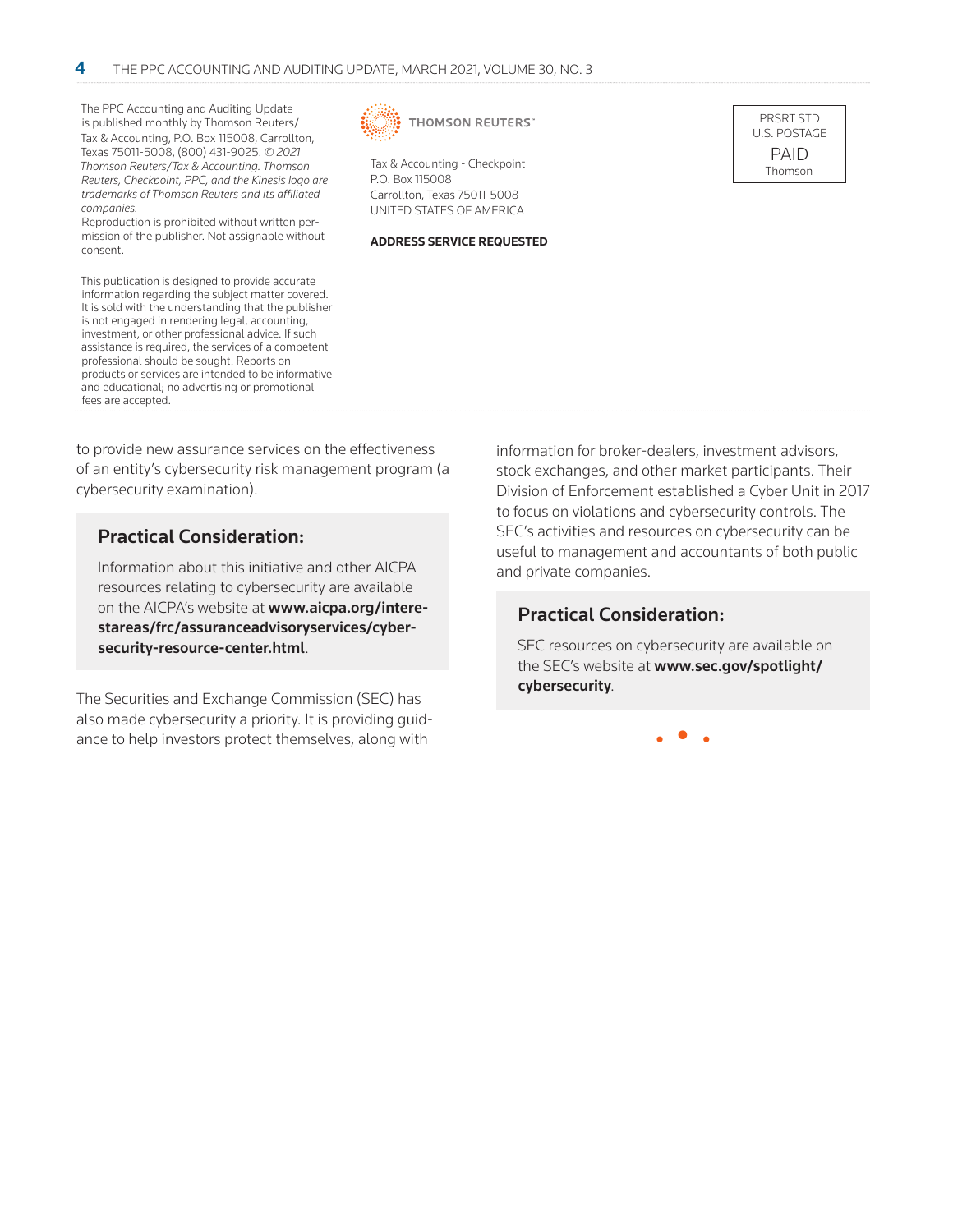The PPC Accounting and Auditing Update is published monthly by Thomson Reuters/Tax & Accounting, P.O. Box 115008, Carrollton, Texas 75011-5008, (800) 431-9025. *© 2021 Thomson Reuters/Tax & Accounting. Thomson Reuters, Checkpoint, PPC, and the Kinesis logo are trademarks of Thomson Reuters and its affiliated companies.*
Reproduction is prohibited without written permission of the publisher. Not assignable without consent.

This publication is designed to provide accurate information regarding the subject matter covered. It is sold with the understanding that the publisher is not engaged in rendering legal, accounting, investment, or other professional advice. If such assistance is required, the services of a competent professional should be sought. Reports on products or services are intended to be informative and educational; no advertising or promotional fees are accepted.

THOMSON REUTERS™

Tax & Accounting - Checkpoint
P.O. Box 115008
Carrollton, Texas 75011-5008
UNITED STATES OF AMERICA

**ADDRESS SERVICE REQUESTED**

PRSRT STD
U.S. POSTAGE
PAID
Thomson

to provide new assurance services on the effectiveness of an entity's cybersecurity risk management program (a cybersecurity examination).

### Practical Consideration:

Information about this initiative and other AICPA resources relating to cybersecurity are available on the AICPA's website at **www.aicpa.org/interestareas/frc/assuranceadvisoryservices/cybersecurity-resource-center.html**.

The Securities and Exchange Commission (SEC) has also made cybersecurity a priority. It is providing guidance to help investors protect themselves, along with information for broker-dealers, investment advisors, stock exchanges, and other market participants. Their Division of Enforcement established a Cyber Unit in 2017 to focus on violations and cybersecurity controls. The SEC's activities and resources on cybersecurity can be useful to management and accountants of both public and private companies.

### Practical Consideration:

SEC resources on cybersecurity are available on the SEC's website at **www.sec.gov/spotlight/cybersecurity**.